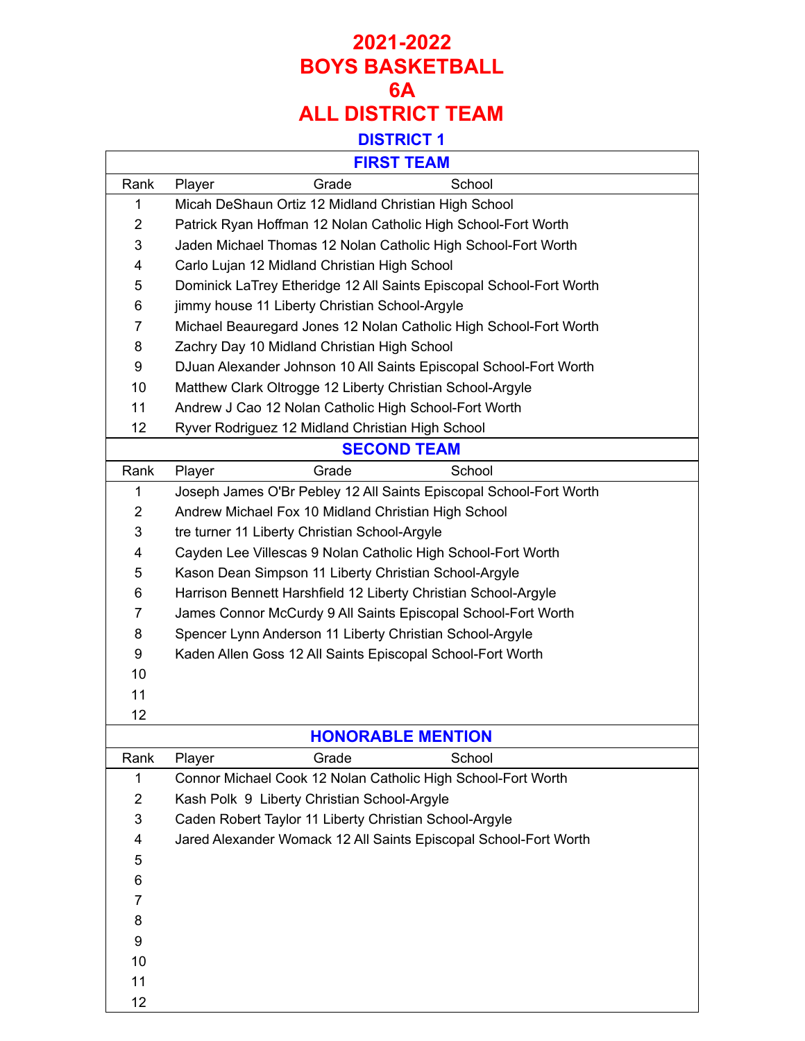# 2021-2022
# BOYS BASKETBALL
# 6A
# ALL DISTRICT TEAM

## DISTRICT 1

### FIRST TEAM

| Rank | Player Grade School |
|---|---|
| 1 | Micah DeShaun Ortiz 12 Midland Christian High School |
| 2 | Patrick Ryan Hoffman 12 Nolan Catholic High School-Fort Worth |
| 3 | Jaden Michael Thomas 12 Nolan Catholic High School-Fort Worth |
| 4 | Carlo Lujan 12 Midland Christian High School |
| 5 | Dominick LaTrey Etheridge 12 All Saints Episcopal School-Fort Worth |
| 6 | jimmy house 11 Liberty Christian School-Argyle |
| 7 | Michael Beauregard Jones 12 Nolan Catholic High School-Fort Worth |
| 8 | Zachry Day 10 Midland Christian High School |
| 9 | DJuan Alexander Johnson 10 All Saints Episcopal School-Fort Worth |
| 10 | Matthew Clark Oltrogge 12 Liberty Christian School-Argyle |
| 11 | Andrew J Cao 12 Nolan Catholic High School-Fort Worth |
| 12 | Ryver Rodriguez 12 Midland Christian High School |

### SECOND TEAM

| Rank | Player Grade School |
|---|---|
| 1 | Joseph James O'Br Pebley 12 All Saints Episcopal School-Fort Worth |
| 2 | Andrew Michael Fox 10 Midland Christian High School |
| 3 | tre turner 11 Liberty Christian School-Argyle |
| 4 | Cayden Lee Villescas 9 Nolan Catholic High School-Fort Worth |
| 5 | Kason Dean Simpson 11 Liberty Christian School-Argyle |
| 6 | Harrison Bennett Harshfield 12 Liberty Christian School-Argyle |
| 7 | James Connor McCurdy 9 All Saints Episcopal School-Fort Worth |
| 8 | Spencer Lynn Anderson 11 Liberty Christian School-Argyle |
| 9 | Kaden Allen Goss 12 All Saints Episcopal School-Fort Worth |
| 10 | |
| 11 | |
| 12 | |

### HONORABLE MENTION

| Rank | Player Grade School |
|---|---|
| 1 | Connor Michael Cook 12 Nolan Catholic High School-Fort Worth |
| 2 | Kash Polk 9 Liberty Christian School-Argyle |
| 3 | Caden Robert Taylor 11 Liberty Christian School-Argyle |
| 4 | Jared Alexander Womack 12 All Saints Episcopal School-Fort Worth |
| 5 | |
| 6 | |
| 7 | |
| 8 | |
| 9 | |
| 10 | |
| 11 | |
| 12 | |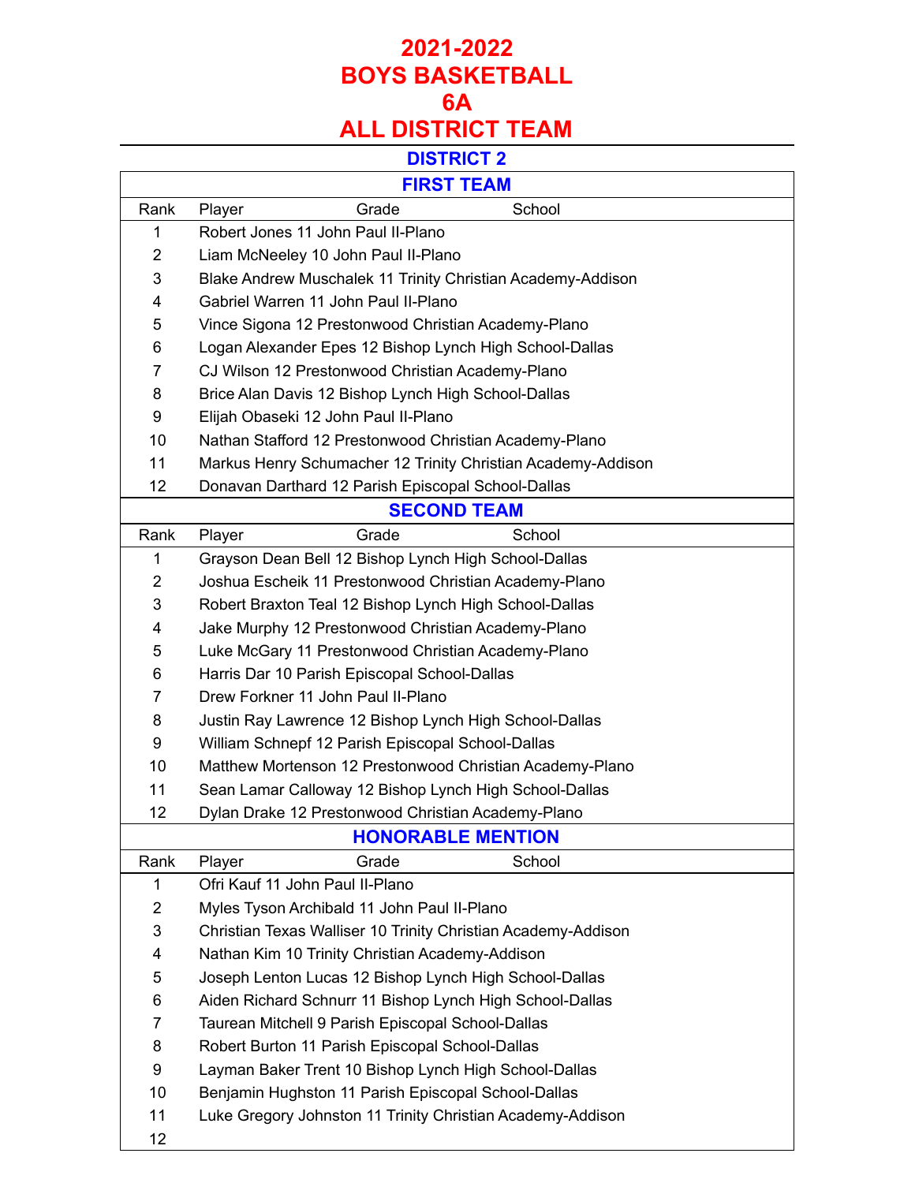# 2021-2022
# BOYS BASKETBALL
# 6A
# ALL DISTRICT TEAM

## DISTRICT 2

### FIRST TEAM

| Rank | Player Grade School |
|---|---|
| 1 | Robert Jones 11 John Paul II-Plano |
| 2 | Liam McNeeley 10 John Paul II-Plano |
| 3 | Blake Andrew Muschalek 11 Trinity Christian Academy-Addison |
| 4 | Gabriel Warren 11 John Paul II-Plano |
| 5 | Vince Sigona 12 Prestonwood Christian Academy-Plano |
| 6 | Logan Alexander Epes 12 Bishop Lynch High School-Dallas |
| 7 | CJ Wilson 12 Prestonwood Christian Academy-Plano |
| 8 | Brice Alan Davis 12 Bishop Lynch High School-Dallas |
| 9 | Elijah Obaseki 12 John Paul II-Plano |
| 10 | Nathan Stafford 12 Prestonwood Christian Academy-Plano |
| 11 | Markus Henry Schumacher 12 Trinity Christian Academy-Addison |
| 12 | Donavan Darthard 12 Parish Episcopal School-Dallas |

### SECOND TEAM

| Rank | Player Grade School |
|---|---|
| 1 | Grayson Dean Bell 12 Bishop Lynch High School-Dallas |
| 2 | Joshua Escheik 11 Prestonwood Christian Academy-Plano |
| 3 | Robert Braxton Teal 12 Bishop Lynch High School-Dallas |
| 4 | Jake Murphy 12 Prestonwood Christian Academy-Plano |
| 5 | Luke McGary 11 Prestonwood Christian Academy-Plano |
| 6 | Harris Dar 10 Parish Episcopal School-Dallas |
| 7 | Drew Forkner 11 John Paul II-Plano |
| 8 | Justin Ray Lawrence 12 Bishop Lynch High School-Dallas |
| 9 | William Schnepf 12 Parish Episcopal School-Dallas |
| 10 | Matthew Mortenson 12 Prestonwood Christian Academy-Plano |
| 11 | Sean Lamar Calloway 12 Bishop Lynch High School-Dallas |
| 12 | Dylan Drake 12 Prestonwood Christian Academy-Plano |

### HONORABLE MENTION

| Rank | Player Grade School |
|---|---|
| 1 | Ofri Kauf 11 John Paul II-Plano |
| 2 | Myles Tyson Archibald 11 John Paul II-Plano |
| 3 | Christian Texas Walliser 10 Trinity Christian Academy-Addison |
| 4 | Nathan Kim 10 Trinity Christian Academy-Addison |
| 5 | Joseph Lenton Lucas 12 Bishop Lynch High School-Dallas |
| 6 | Aiden Richard Schnurr 11 Bishop Lynch High School-Dallas |
| 7 | Taurean Mitchell 9 Parish Episcopal School-Dallas |
| 8 | Robert Burton 11 Parish Episcopal School-Dallas |
| 9 | Layman Baker Trent 10 Bishop Lynch High School-Dallas |
| 10 | Benjamin Hughston 11 Parish Episcopal School-Dallas |
| 11 | Luke Gregory Johnston 11 Trinity Christian Academy-Addison |
| 12 | |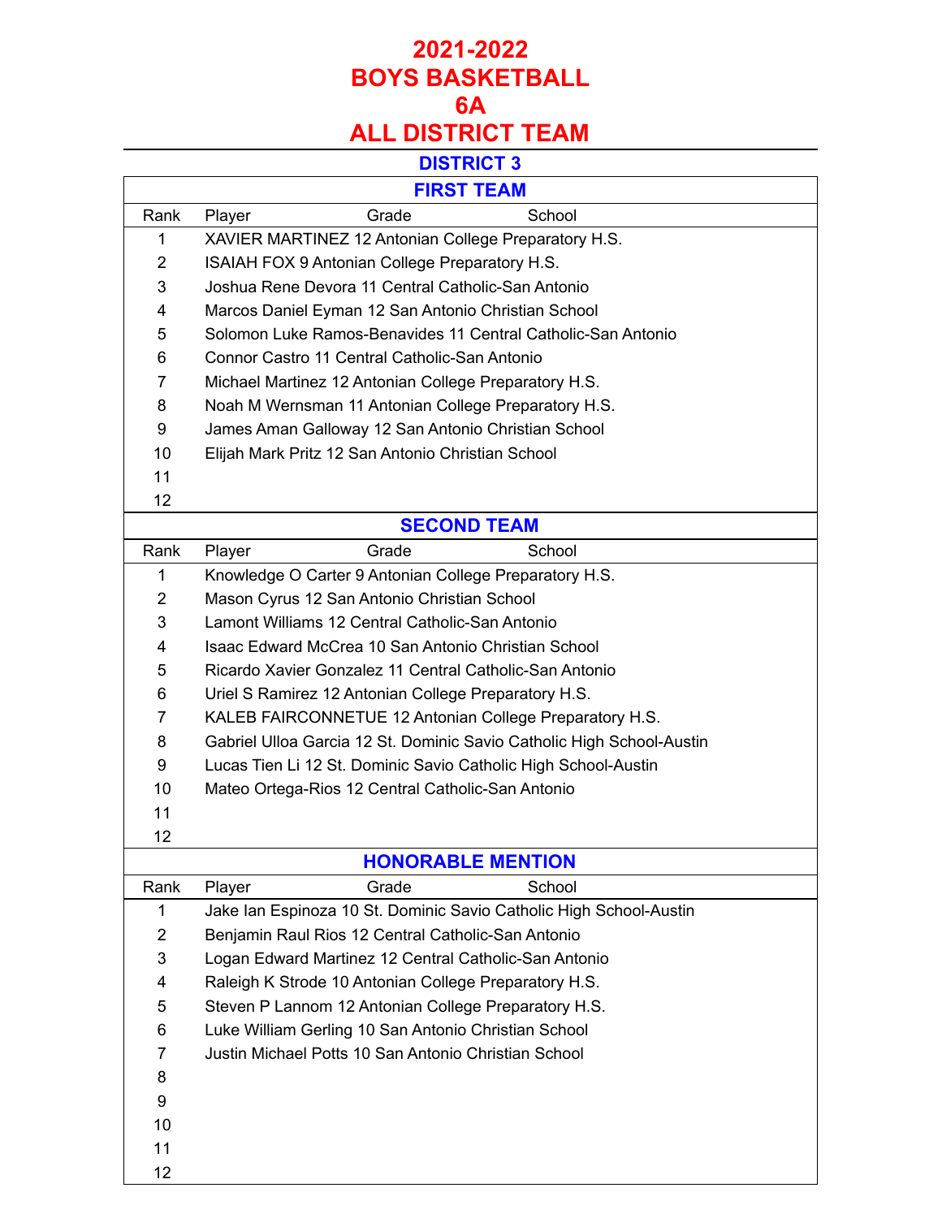# 2021-2022
# BOYS BASKETBALL
# 6A
# ALL DISTRICT TEAM

## DISTRICT 3

### FIRST TEAM

| Rank | Player Grade School |
|---|---|
| 1 | XAVIER MARTINEZ 12 Antonian College Preparatory H.S. |
| 2 | ISAIAH FOX 9 Antonian College Preparatory H.S. |
| 3 | Joshua Rene Devora 11 Central Catholic-San Antonio |
| 4 | Marcos Daniel Eyman 12 San Antonio Christian School |
| 5 | Solomon Luke Ramos-Benavides 11 Central Catholic-San Antonio |
| 6 | Connor Castro 11 Central Catholic-San Antonio |
| 7 | Michael Martinez 12 Antonian College Preparatory H.S. |
| 8 | Noah M Wernsman 11 Antonian College Preparatory H.S. |
| 9 | James Aman Galloway 12 San Antonio Christian School |
| 10 | Elijah Mark Pritz 12 San Antonio Christian School |
| 11 | |
| 12 | |

### SECOND TEAM

| Rank | Player Grade School |
|---|---|
| 1 | Knowledge O Carter 9 Antonian College Preparatory H.S. |
| 2 | Mason Cyrus 12 San Antonio Christian School |
| 3 | Lamont Williams 12 Central Catholic-San Antonio |
| 4 | Isaac Edward McCrea 10 San Antonio Christian School |
| 5 | Ricardo Xavier Gonzalez 11 Central Catholic-San Antonio |
| 6 | Uriel S Ramirez 12 Antonian College Preparatory H.S. |
| 7 | KALEB FAIRCONNETUE 12 Antonian College Preparatory H.S. |
| 8 | Gabriel Ulloa Garcia 12 St. Dominic Savio Catholic High School-Austin |
| 9 | Lucas Tien Li 12 St. Dominic Savio Catholic High School-Austin |
| 10 | Mateo Ortega-Rios 12 Central Catholic-San Antonio |
| 11 | |
| 12 | |

### HONORABLE MENTION

| Rank | Player Grade School |
|---|---|
| 1 | Jake Ian Espinoza 10 St. Dominic Savio Catholic High School-Austin |
| 2 | Benjamin Raul Rios 12 Central Catholic-San Antonio |
| 3 | Logan Edward Martinez 12 Central Catholic-San Antonio |
| 4 | Raleigh K Strode 10 Antonian College Preparatory H.S. |
| 5 | Steven P Lannom 12 Antonian College Preparatory H.S. |
| 6 | Luke William Gerling 10 San Antonio Christian School |
| 7 | Justin Michael Potts 10 San Antonio Christian School |
| 8 | |
| 9 | |
| 10 | |
| 11 | |
| 12 | |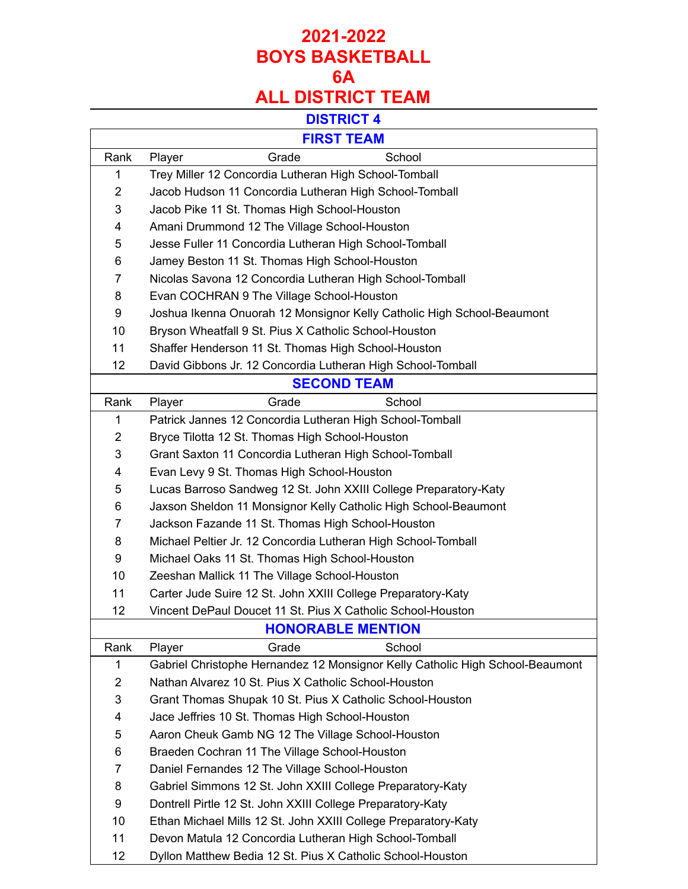# 2021-2022
# BOYS BASKETBALL
# 6A
# ALL DISTRICT TEAM

## DISTRICT 4

### FIRST TEAM

| Rank | Player Grade School |
|---|---|
| 1 | Trey Miller 12 Concordia Lutheran High School-Tomball |
| 2 | Jacob Hudson 11 Concordia Lutheran High School-Tomball |
| 3 | Jacob Pike 11 St. Thomas High School-Houston |
| 4 | Amani Drummond 12 The Village School-Houston |
| 5 | Jesse Fuller 11 Concordia Lutheran High School-Tomball |
| 6 | Jamey Beston 11 St. Thomas High School-Houston |
| 7 | Nicolas Savona 12 Concordia Lutheran High School-Tomball |
| 8 | Evan COCHRAN 9 The Village School-Houston |
| 9 | Joshua Ikenna Onuorah 12 Monsignor Kelly Catholic High School-Beaumont |
| 10 | Bryson Wheatfall 9 St. Pius X Catholic School-Houston |
| 11 | Shaffer Henderson 11 St. Thomas High School-Houston |
| 12 | David Gibbons Jr. 12 Concordia Lutheran High School-Tomball |

### SECOND TEAM

| Rank | Player Grade School |
|---|---|
| 1 | Patrick Jannes 12 Concordia Lutheran High School-Tomball |
| 2 | Bryce Tilotta 12 St. Thomas High School-Houston |
| 3 | Grant Saxton 11 Concordia Lutheran High School-Tomball |
| 4 | Evan Levy 9 St. Thomas High School-Houston |
| 5 | Lucas Barroso Sandweg 12 St. John XXIII College Preparatory-Katy |
| 6 | Jaxson Sheldon 11 Monsignor Kelly Catholic High School-Beaumont |
| 7 | Jackson Fazande 11 St. Thomas High School-Houston |
| 8 | Michael Peltier Jr. 12 Concordia Lutheran High School-Tomball |
| 9 | Michael Oaks 11 St. Thomas High School-Houston |
| 10 | Zeeshan Mallick 11 The Village School-Houston |
| 11 | Carter Jude Suire 12 St. John XXIII College Preparatory-Katy |
| 12 | Vincent DePaul Doucet 11 St. Pius X Catholic School-Houston |

### HONORABLE MENTION

| Rank | Player Grade School |
|---|---|
| 1 | Gabriel Christophe Hernandez 12 Monsignor Kelly Catholic High School-Beaumont |
| 2 | Nathan Alvarez 10 St. Pius X Catholic School-Houston |
| 3 | Grant Thomas Shupak 10 St. Pius X Catholic School-Houston |
| 4 | Jace Jeffries 10 St. Thomas High School-Houston |
| 5 | Aaron Cheuk Gamb NG 12 The Village School-Houston |
| 6 | Braeden Cochran 11 The Village School-Houston |
| 7 | Daniel Fernandes 12 The Village School-Houston |
| 8 | Gabriel Simmons 12 St. John XXIII College Preparatory-Katy |
| 9 | Dontrell Pirtle 12 St. John XXIII College Preparatory-Katy |
| 10 | Ethan Michael Mills 12 St. John XXIII College Preparatory-Katy |
| 11 | Devon Matula 12 Concordia Lutheran High School-Tomball |
| 12 | Dyllon Matthew Bedia 12 St. Pius X Catholic School-Houston |